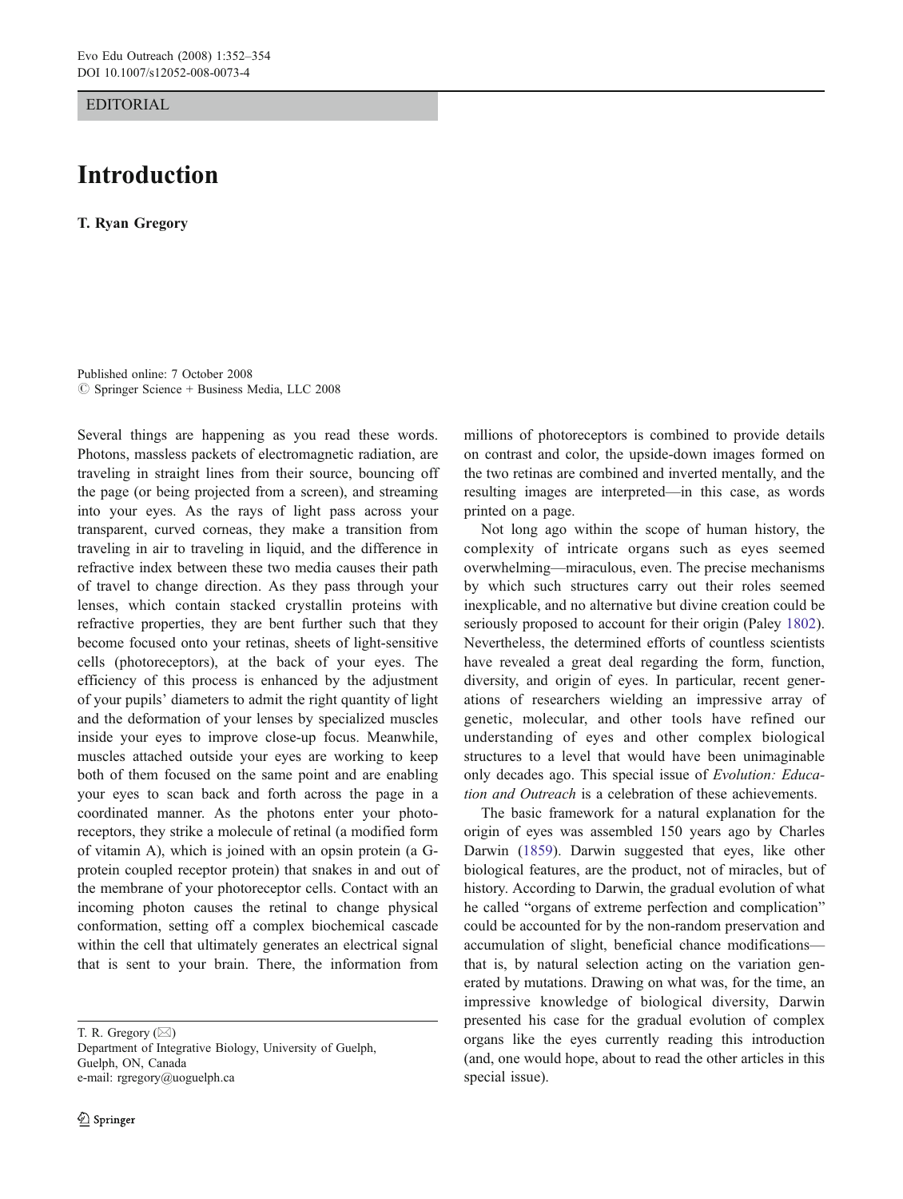EDITORIAL

# Introduction

**T. Ryan Gregory**

Published online: 7 October 2008
© Springer Science + Business Media, LLC 2008

Several things are happening as you read these words. Photons, massless packets of electromagnetic radiation, are traveling in straight lines from their source, bouncing off the page (or being projected from a screen), and streaming into your eyes. As the rays of light pass across your transparent, curved corneas, they make a transition from traveling in air to traveling in liquid, and the difference in refractive index between these two media causes their path of travel to change direction. As they pass through your lenses, which contain stacked crystallin proteins with refractive properties, they are bent further such that they become focused onto your retinas, sheets of light-sensitive cells (photoreceptors), at the back of your eyes. The efficiency of this process is enhanced by the adjustment of your pupils' diameters to admit the right quantity of light and the deformation of your lenses by specialized muscles inside your eyes to improve close-up focus. Meanwhile, muscles attached outside your eyes are working to keep both of them focused on the same point and are enabling your eyes to scan back and forth across the page in a coordinated manner. As the photons enter your photoreceptors, they strike a molecule of retinal (a modified form of vitamin A), which is joined with an opsin protein (a G-protein coupled receptor protein) that snakes in and out of the membrane of your photoreceptor cells. Contact with an incoming photon causes the retinal to change physical conformation, setting off a complex biochemical cascade within the cell that ultimately generates an electrical signal that is sent to your brain. There, the information from millions of photoreceptors is combined to provide details on contrast and color, the upside-down images formed on the two retinas are combined and inverted mentally, and the resulting images are interpreted—in this case, as words printed on a page.

Not long ago within the scope of human history, the complexity of intricate organs such as eyes seemed overwhelming—miraculous, even. The precise mechanisms by which such structures carry out their roles seemed inexplicable, and no alternative but divine creation could be seriously proposed to account for their origin (Paley 1802). Nevertheless, the determined efforts of countless scientists have revealed a great deal regarding the form, function, diversity, and origin of eyes. In particular, recent generations of researchers wielding an impressive array of genetic, molecular, and other tools have refined our understanding of eyes and other complex biological structures to a level that would have been unimaginable only decades ago. This special issue of *Evolution: Education and Outreach* is a celebration of these achievements.

The basic framework for a natural explanation for the origin of eyes was assembled 150 years ago by Charles Darwin (1859). Darwin suggested that eyes, like other biological features, are the product, not of miracles, but of history. According to Darwin, the gradual evolution of what he called "organs of extreme perfection and complication" could be accounted for by the non-random preservation and accumulation of slight, beneficial chance modifications—that is, by natural selection acting on the variation generated by mutations. Drawing on what was, for the time, an impressive knowledge of biological diversity, Darwin presented his case for the gradual evolution of complex organs like the eyes currently reading this introduction (and, one would hope, about to read the other articles in this special issue).

T. R. Gregory (✉)
Department of Integrative Biology, University of Guelph,
Guelph, ON, Canada
e-mail: rgregory@uoguelph.ca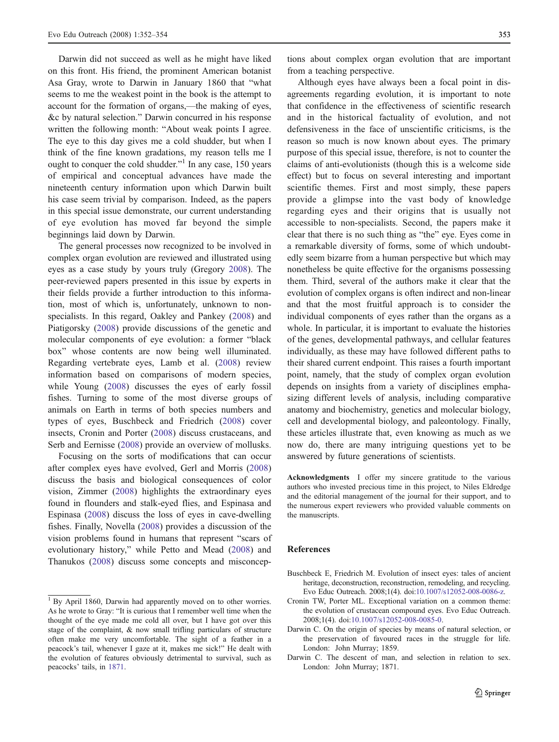Darwin did not succeed as well as he might have liked on this front. His friend, the prominent American botanist Asa Gray, wrote to Darwin in January 1860 that "what seems to me the weakest point in the book is the attempt to account for the formation of organs,—the making of eyes, &c by natural selection." Darwin concurred in his response written the following month: "About weak points I agree. The eye to this day gives me a cold shudder, but when I think of the fine known gradations, my reason tells me I ought to conquer the cold shudder."[1] In any case, 150 years of empirical and conceptual advances have made the nineteenth century information upon which Darwin built his case seem trivial by comparison. Indeed, as the papers in this special issue demonstrate, our current understanding of eye evolution has moved far beyond the simple beginnings laid down by Darwin.

The general processes now recognized to be involved in complex organ evolution are reviewed and illustrated using eyes as a case study by yours truly (Gregory 2008). The peer-reviewed papers presented in this issue by experts in their fields provide a further introduction to this information, most of which is, unfortunately, unknown to non-specialists. In this regard, Oakley and Pankey (2008) and Piatigorsky (2008) provide discussions of the genetic and molecular components of eye evolution: a former "black box" whose contents are now being well illuminated. Regarding vertebrate eyes, Lamb et al. (2008) review information based on comparisons of modern species, while Young (2008) discusses the eyes of early fossil fishes. Turning to some of the most diverse groups of animals on Earth in terms of both species numbers and types of eyes, Buschbeck and Friedrich (2008) cover insects, Cronin and Porter (2008) discuss crustaceans, and Serb and Eernisse (2008) provide an overview of mollusks.

Focusing on the sorts of modifications that can occur after complex eyes have evolved, Gerl and Morris (2008) discuss the basis and biological consequences of color vision, Zimmer (2008) highlights the extraordinary eyes found in flounders and stalk-eyed flies, and Espinasa and Espinasa (2008) discuss the loss of eyes in cave-dwelling fishes. Finally, Novella (2008) provides a discussion of the vision problems found in humans that represent "scars of evolutionary history," while Petto and Mead (2008) and Thanukos (2008) discuss some concepts and misconceptions about complex organ evolution that are important from a teaching perspective.

Although eyes have always been a focal point in disagreements regarding evolution, it is important to note that confidence in the effectiveness of scientific research and in the historical factuality of evolution, and not defensiveness in the face of unscientific criticisms, is the reason so much is now known about eyes. The primary purpose of this special issue, therefore, is not to counter the claims of anti-evolutionists (though this is a welcome side effect) but to focus on several interesting and important scientific themes. First and most simply, these papers provide a glimpse into the vast body of knowledge regarding eyes and their origins that is usually not accessible to non-specialists. Second, the papers make it clear that there is no such thing as "the" eye. Eyes come in a remarkable diversity of forms, some of which undoubtedly seem bizarre from a human perspective but which may nonetheless be quite effective for the organisms possessing them. Third, several of the authors make it clear that the evolution of complex organs is often indirect and non-linear and that the most fruitful approach is to consider the individual components of eyes rather than the organs as a whole. In particular, it is important to evaluate the histories of the genes, developmental pathways, and cellular features individually, as these may have followed different paths to their shared current endpoint. This raises a fourth important point, namely, that the study of complex organ evolution depends on insights from a variety of disciplines emphasizing different levels of analysis, including comparative anatomy and biochemistry, genetics and molecular biology, cell and developmental biology, and paleontology. Finally, these articles illustrate that, even knowing as much as we now do, there are many intriguing questions yet to be answered by future generations of scientists.

**Acknowledgments** I offer my sincere gratitude to the various authors who invested precious time in this project, to Niles Eldredge and the editorial management of the journal for their support, and to the numerous expert reviewers who provided valuable comments on the manuscripts.

## References

Buschbeck E, Friedrich M. Evolution of insect eyes: tales of ancient heritage, deconstruction, reconstruction, remodeling, and recycling. Evo Educ Outreach. 2008;1(4). doi:10.1007/s12052-008-0086-z.

Cronin TW, Porter ML. Exceptional variation on a common theme: the evolution of crustacean compound eyes. Evo Educ Outreach. 2008;1(4). doi:10.1007/s12052-008-0085-0.

Darwin C. On the origin of species by means of natural selection, or the preservation of favoured races in the struggle for life. London: John Murray; 1859.

Darwin C. The descent of man, and selection in relation to sex. London: John Murray; 1871.

[1] By April 1860, Darwin had apparently moved on to other worries. As he wrote to Gray: "It is curious that I remember well time when the thought of the eye made me cold all over, but I have got over this stage of the complaint, & now small trifling particulars of structure often make me very uncomfortable. The sight of a feather in a peacock's tail, whenever I gaze at it, makes me sick!" He dealt with the evolution of features obviously detrimental to survival, such as peacocks' tails, in 1871.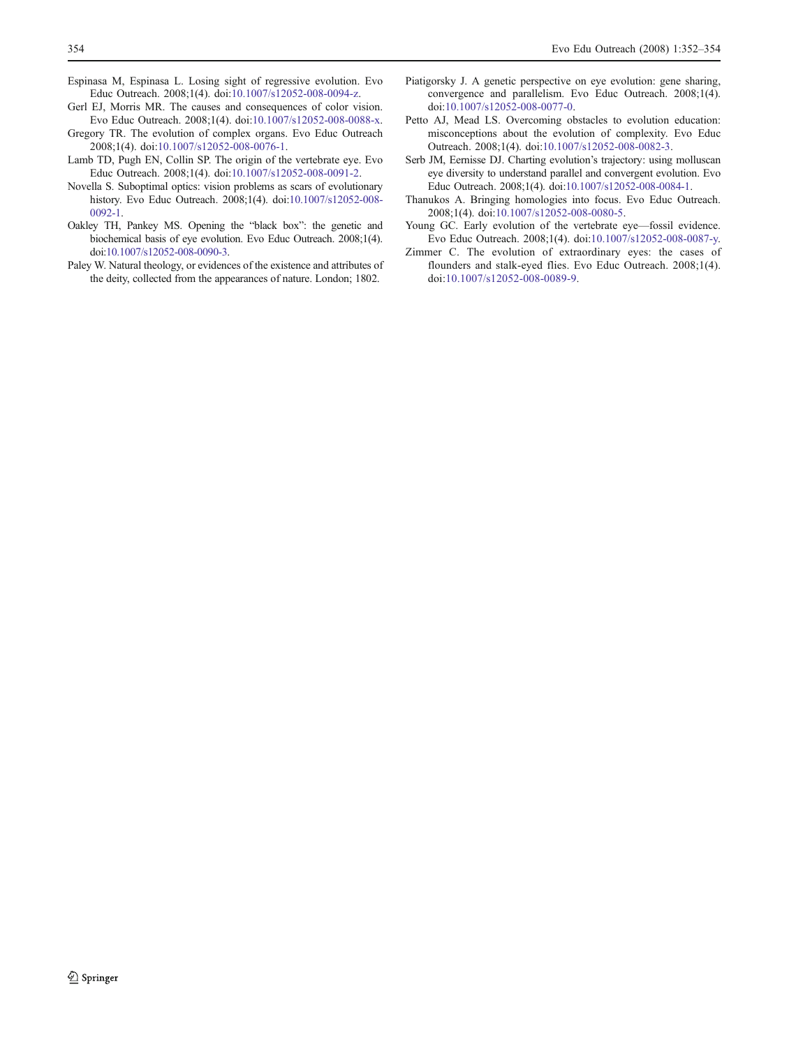Espinasa M, Espinasa L. Losing sight of regressive evolution. Evo Educ Outreach. 2008;1(4). doi:10.1007/s12052-008-0094-z.

Gerl EJ, Morris MR. The causes and consequences of color vision. Evo Educ Outreach. 2008;1(4). doi:10.1007/s12052-008-0088-x.

Gregory TR. The evolution of complex organs. Evo Educ Outreach 2008;1(4). doi:10.1007/s12052-008-0076-1.

Lamb TD, Pugh EN, Collin SP. The origin of the vertebrate eye. Evo Educ Outreach. 2008;1(4). doi:10.1007/s12052-008-0091-2.

Novella S. Suboptimal optics: vision problems as scars of evolutionary history. Evo Educ Outreach. 2008;1(4). doi:10.1007/s12052-008-0092-1.

Oakley TH, Pankey MS. Opening the "black box": the genetic and biochemical basis of eye evolution. Evo Educ Outreach. 2008;1(4). doi:10.1007/s12052-008-0090-3.

Paley W. Natural theology, or evidences of the existence and attributes of the deity, collected from the appearances of nature. London; 1802.

Piatigorsky J. A genetic perspective on eye evolution: gene sharing, convergence and parallelism. Evo Educ Outreach. 2008;1(4). doi:10.1007/s12052-008-0077-0.

Petto AJ, Mead LS. Overcoming obstacles to evolution education: misconceptions about the evolution of complexity. Evo Educ Outreach. 2008;1(4). doi:10.1007/s12052-008-0082-3.

Serb JM, Eernisse DJ. Charting evolution's trajectory: using molluscan eye diversity to understand parallel and convergent evolution. Evo Educ Outreach. 2008;1(4). doi:10.1007/s12052-008-0084-1.

Thanukos A. Bringing homologies into focus. Evo Educ Outreach. 2008;1(4). doi:10.1007/s12052-008-0080-5.

Young GC. Early evolution of the vertebrate eye—fossil evidence. Evo Educ Outreach. 2008;1(4). doi:10.1007/s12052-008-0087-y.

Zimmer C. The evolution of extraordinary eyes: the cases of flounders and stalk-eyed flies. Evo Educ Outreach. 2008;1(4). doi:10.1007/s12052-008-0089-9.